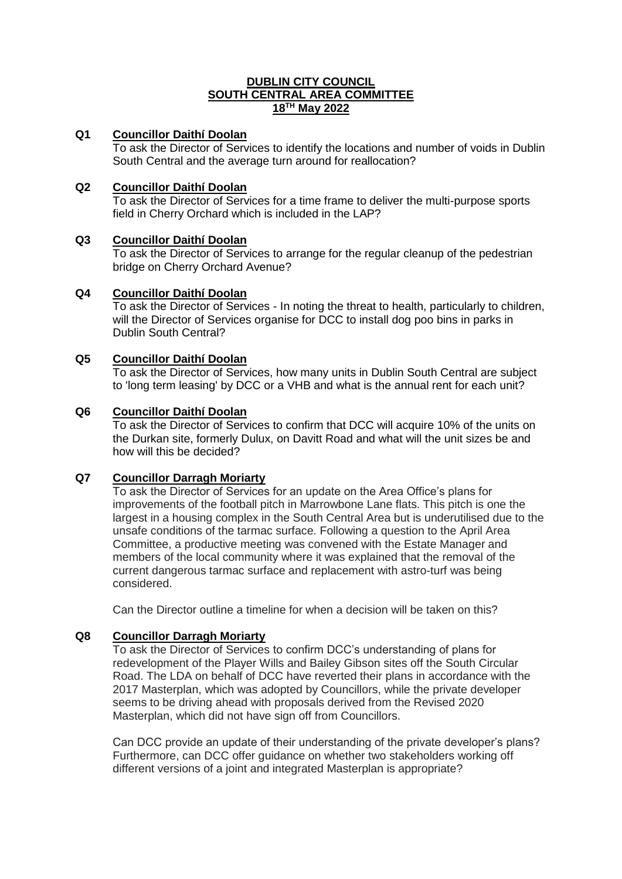**DUBLIN CITY COUNCIL**
**SOUTH CENTRAL AREA COMMITTEE**
**18TH May 2022**

**Q1 Councillor Daithí Doolan**

To ask the Director of Services to identify the locations and number of voids in Dublin South Central and the average turn around for reallocation?

**Q2 Councillor Daithí Doolan**

To ask the Director of Services for a time frame to deliver the multi-purpose sports field in Cherry Orchard which is included in the LAP?

**Q3 Councillor Daithí Doolan**

To ask the Director of Services to arrange for the regular cleanup of the pedestrian bridge on Cherry Orchard Avenue?

**Q4 Councillor Daithí Doolan**

To ask the Director of Services - In noting the threat to health, particularly to children, will the Director of Services organise for DCC to install dog poo bins in parks in Dublin South Central?

**Q5 Councillor Daithí Doolan**

To ask the Director of Services, how many units in Dublin South Central are subject to 'long term leasing' by DCC or a VHB and what is the annual rent for each unit?

**Q6 Councillor Daithí Doolan**

To ask the Director of Services to confirm that DCC will acquire 10% of the units on the Durkan site, formerly Dulux, on Davitt Road and what will the unit sizes be and how will this be decided?

**Q7 Councillor Darragh Moriarty**

To ask the Director of Services for an update on the Area Office's plans for improvements of the football pitch in Marrowbone Lane flats. This pitch is one the largest in a housing complex in the South Central Area but is underutilised due to the unsafe conditions of the tarmac surface. Following a question to the April Area Committee, a productive meeting was convened with the Estate Manager and members of the local community where it was explained that the removal of the current dangerous tarmac surface and replacement with astro-turf was being considered.

Can the Director outline a timeline for when a decision will be taken on this?

**Q8 Councillor Darragh Moriarty**

To ask the Director of Services to confirm DCC's understanding of plans for redevelopment of the Player Wills and Bailey Gibson sites off the South Circular Road. The LDA on behalf of DCC have reverted their plans in accordance with the 2017 Masterplan, which was adopted by Councillors, while the private developer seems to be driving ahead with proposals derived from the Revised 2020 Masterplan, which did not have sign off from Councillors.

Can DCC provide an update of their understanding of the private developer's plans? Furthermore, can DCC offer guidance on whether two stakeholders working off different versions of a joint and integrated Masterplan is appropriate?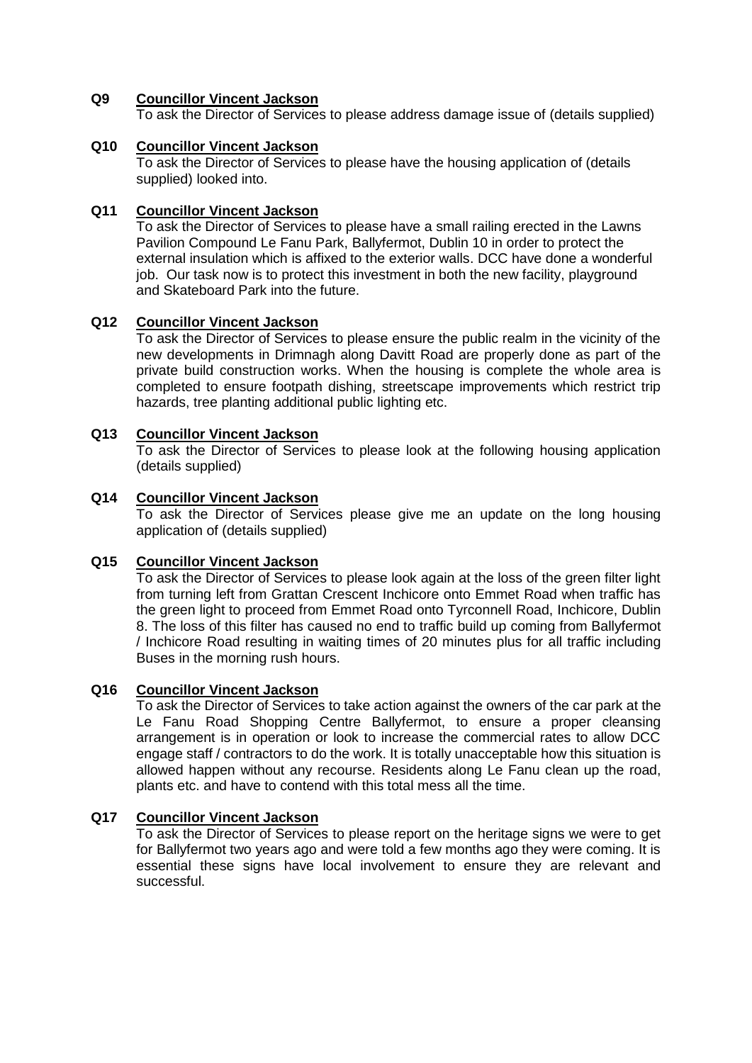**Q9** **Councillor Vincent Jackson**
To ask the Director of Services to please address damage issue of (details supplied)

**Q10** **Councillor Vincent Jackson**
To ask the Director of Services to please have the housing application of (details supplied) looked into.

**Q11** **Councillor Vincent Jackson**
To ask the Director of Services to please have a small railing erected in the Lawns Pavilion Compound Le Fanu Park, Ballyfermot, Dublin 10 in order to protect the external insulation which is affixed to the exterior walls. DCC have done a wonderful job. Our task now is to protect this investment in both the new facility, playground and Skateboard Park into the future.

**Q12** **Councillor Vincent Jackson**
To ask the Director of Services to please ensure the public realm in the vicinity of the new developments in Drimnagh along Davitt Road are properly done as part of the private build construction works. When the housing is complete the whole area is completed to ensure footpath dishing, streetscape improvements which restrict trip hazards, tree planting additional public lighting etc.

**Q13** **Councillor Vincent Jackson**
To ask the Director of Services to please look at the following housing application (details supplied)

**Q14** **Councillor Vincent Jackson**
To ask the Director of Services please give me an update on the long housing application of (details supplied)

**Q15** **Councillor Vincent Jackson**
To ask the Director of Services to please look again at the loss of the green filter light from turning left from Grattan Crescent Inchicore onto Emmet Road when traffic has the green light to proceed from Emmet Road onto Tyrconnell Road, Inchicore, Dublin 8. The loss of this filter has caused no end to traffic build up coming from Ballyfermot / Inchicore Road resulting in waiting times of 20 minutes plus for all traffic including Buses in the morning rush hours.

**Q16** **Councillor Vincent Jackson**
To ask the Director of Services to take action against the owners of the car park at the Le Fanu Road Shopping Centre Ballyfermot, to ensure a proper cleansing arrangement is in operation or look to increase the commercial rates to allow DCC engage staff / contractors to do the work. It is totally unacceptable how this situation is allowed happen without any recourse. Residents along Le Fanu clean up the road, plants etc. and have to contend with this total mess all the time.

**Q17** **Councillor Vincent Jackson**
To ask the Director of Services to please report on the heritage signs we were to get for Ballyfermot two years ago and were told a few months ago they were coming. It is essential these signs have local involvement to ensure they are relevant and successful.